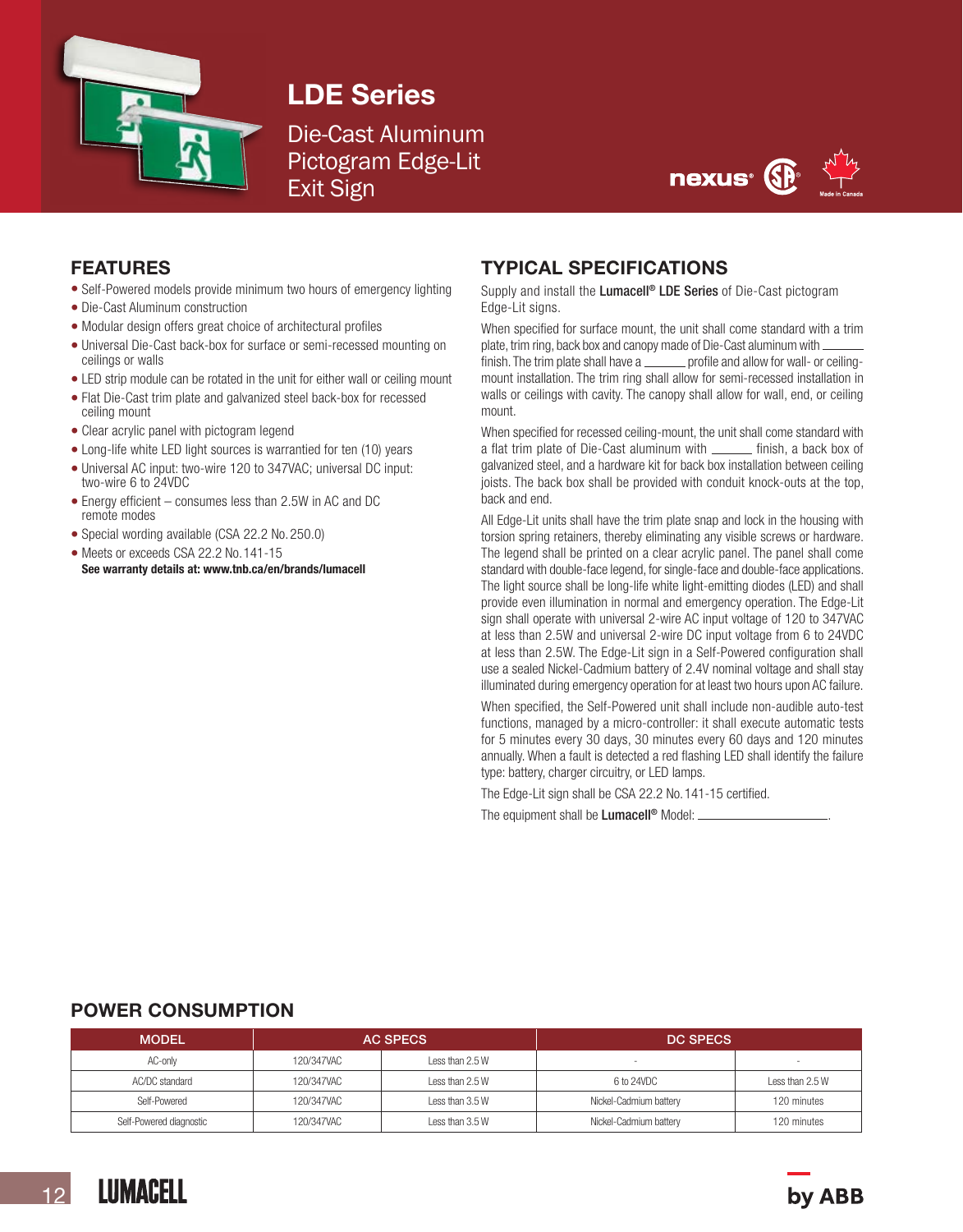# LDE Series

Die-Cast Aluminum Pictogram Edge-Lit Exit Sign

## FEATURES

- Self-Powered models provide minimum two hours of emergency lighting
- Die-Cast Aluminum construction
- Modular design offers great choice of architectural profiles
- Universal Die-Cast back-box for surface or semi-recessed mounting on ceilings or walls
- LED strip module can be rotated in the unit for either wall or ceiling mount
- Flat Die-Cast trim plate and galvanized steel back-box for recessed ceiling mount
- Clear acrylic panel with pictogram legend
- Long-life white LED light sources is warrantied for ten (10) years
- Universal AC input: two-wire 120 to 347VAC; universal DC input: two-wire 6 to 24VDC
- Energy efficient – consumes less than 2.5W in AC and DC remote modes
- Special wording available (CSA 22.2 No. 250.0)
- Meets or exceeds CSA 22.2 No. 141-15

**See warranty details at: www.tnb.ca/en/brands/lumacell**

## TYPICAL SPECIFICATIONS

Supply and install the **Lumacell® LDE Series** of Die-Cast pictogram Edge-Lit signs.

When specified for surface mount, the unit shall come standard with a trim plate, trim ring, back box and canopy made of Die-Cast aluminum with ______ finish. The trim plate shall have a ______ profile and allow for wall- or ceiling-mount installation. The trim ring shall allow for semi-recessed installation in walls or ceilings with cavity. The canopy shall allow for wall, end, or ceiling mount.

When specified for recessed ceiling-mount, the unit shall come standard with a flat trim plate of Die-Cast aluminum with ______ finish, a back box of galvanized steel, and a hardware kit for back box installation between ceiling joists. The back box shall be provided with conduit knock-outs at the top, back and end.

All Edge-Lit units shall have the trim plate snap and lock in the housing with torsion spring retainers, thereby eliminating any visible screws or hardware. The legend shall be printed on a clear acrylic panel. The panel shall come standard with double-face legend, for single-face and double-face applications. The light source shall be long-life white light-emitting diodes (LED) and shall provide even illumination in normal and emergency operation. The Edge-Lit sign shall operate with universal 2-wire AC input voltage of 120 to 347VAC at less than 2.5W and universal 2-wire DC input voltage from 6 to 24VDC at less than 2.5W. The Edge-Lit sign in a Self-Powered configuration shall use a sealed Nickel-Cadmium battery of 2.4V nominal voltage and shall stay illuminated during emergency operation for at least two hours upon AC failure.

When specified, the Self-Powered unit shall include non-audible auto-test functions, managed by a micro-controller: it shall execute automatic tests for 5 minutes every 30 days, 30 minutes every 60 days and 120 minutes annually. When a fault is detected a red flashing LED shall identify the failure type: battery, charger circuitry, or LED lamps.

The Edge-Lit sign shall be CSA 22.2 No. 141-15 certified.

The equipment shall be **Lumacell®** Model: ____________________.

## POWER CONSUMPTION

| MODEL | AC SPECS | | DC SPECS | |
|---|---|---|---|---|
| AC-only | 120/347VAC | Less than 2.5 W | - | - |
| AC/DC standard | 120/347VAC | Less than 2.5 W | 6 to 24VDC | Less than 2.5 W |
| Self-Powered | 120/347VAC | Less than 3.5 W | Nickel-Cadmium battery | 120 minutes |
| Self-Powered diagnostic | 120/347VAC | Less than 3.5 W | Nickel-Cadmium battery | 120 minutes |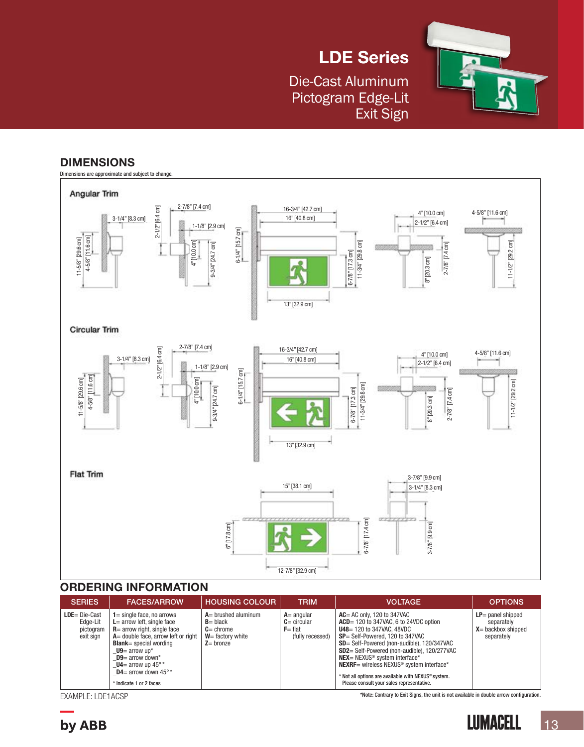# LDE Series

Die-Cast Aluminum Pictogram Edge-Lit Exit Sign

## DIMENSIONS

Dimensions are approximate and subject to change.

**Angular Trim**

3-1/4" [8.3 cm]
11-5/8" [29.6 cm]
4-5/8" [11.6 cm]
2-7/8" [7.4 cm]
2-1/2" [6.4 cm]
1-1/8" [2.9 cm]
4" [10.0 cm]
9-3/4" [24.7 cm]
16-3/4" [42.7 cm]
16" [40.8 cm]
6-1/4" [15.7 cm]
6-7/8" [17.3 cm]
11-3/4" [29.8 cm]
13" [32.9 cm]
4" [10.0 cm]
2-1/2" [6.4 cm]
8" [20.3 cm]
2-7/8" [7.4 cm]
4-5/8" [11.6 cm]
11-1/2" [29.2 cm]

**Circular Trim**

3-1/4" [8.3 cm]
11-5/8" [29.6 cm]
4-5/8" [11.6 cm]
2-7/8" [7.4 cm]
2-1/2" [6.4 cm]
1-1/8" [2.9 cm]
4" [10.0 cm]
9-3/4" [24.7 cm]
16-3/4" [42.7 cm]
16" [40.8 cm]
6-1/4" [15.7 cm]
6-7/8" [17.3 cm]
11-3/4" [29.8 cm]
13" [32.9 cm]
4" [10.0 cm]
2-1/2" [6.4 cm]
8" [20.3 cm]
2-7/8" [7.4 cm]
4-5/8" [11.6 cm]
11-1/2" [29.2 cm]

**Flat Trim**

15" [38.1 cm]
6" [17.8 cm]
6-7/8" [17.4 cm]
12-7/8" [32.9 cm]
3-7/8" [9.9 cm]
3-1/4" [8.3 cm]
3-7/8" [9.9 cm]

## ORDERING INFORMATION

| SERIES | FACES/ARROW | HOUSING COLOUR | TRIM | VOLTAGE | OPTIONS |
|---|---|---|---|---|---|
| **LDE**= Die-Cast Edge-Lit pictogram exit sign | **1**= single face, no arrows<br>**L**= arrow left, single face<br>**R**= arrow right, single face<br>**A**= double face, arrow left or right<br>**Blank**= special wording<br>**_U9**= arrow up*<br>**_D9**= arrow down*<br>**_U4**= arrow up 45°*<br>**_D4**= arrow down 45°*<br>* Indicate 1 or 2 faces | **A**= brushed aluminum<br>**B**= black<br>**C**= chrome<br>**W**= factory white<br>**Z**= bronze | **A**= angular<br>**C**= circular<br>**F**= flat (fully recessed) | **AC**= AC only, 120 to 347VAC<br>**ACD**= 120 to 347VAC, 6 to 24VDC option<br>**U48**= 120 to 347VAC, 48VDC<br>**SP**= Self-Powered, 120 to 347VAC<br>**SD**= Self-Powered (non-audible), 120/347VAC<br>**SD2**= Self-Powered (non-audible), 120/277VAC<br>**NEX**= NEXUS® system interface*<br>**NEXRF**= wireless NEXUS® system interface*<br>* Not all options are available with NEXUS® system. Please consult your sales representative. | **LP**= panel shipped separately<br>**X**= backbox shipped separately |

EXAMPLE: LDE1ACSP

*Note: Contrary to Exit Signs, the unit is not available in double arrow configuration.

by ABB

LUMACELL